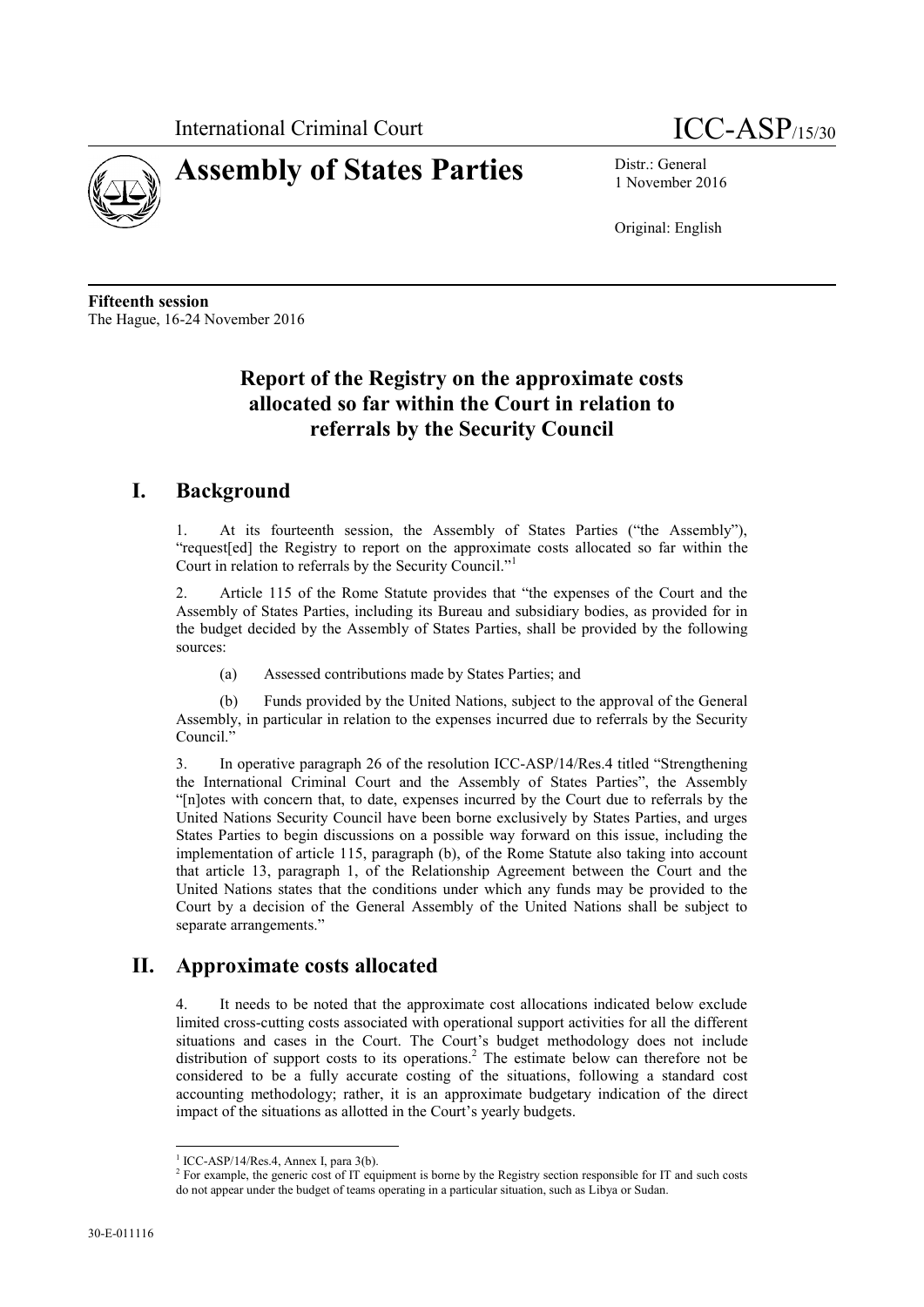International Criminal Court

ICC-ASP/15/30

# Assembly of States Parties

Distr.: General
1 November 2016

Original: English

**Fifteenth session**
The Hague, 16-24 November 2016

## Report of the Registry on the approximate costs allocated so far within the Court in relation to referrals by the Security Council

## I. Background

1. At its fourteenth session, the Assembly of States Parties ("the Assembly"), "request[ed] the Registry to report on the approximate costs allocated so far within the Court in relation to referrals by the Security Council."[1]

2. Article 115 of the Rome Statute provides that "the expenses of the Court and the Assembly of States Parties, including its Bureau and subsidiary bodies, as provided for in the budget decided by the Assembly of States Parties, shall be provided by the following sources:

   (a) Assessed contributions made by States Parties; and

   (b) Funds provided by the United Nations, subject to the approval of the General Assembly, in particular in relation to the expenses incurred due to referrals by the Security Council."

3. In operative paragraph 26 of the resolution ICC-ASP/14/Res.4 titled "Strengthening the International Criminal Court and the Assembly of States Parties", the Assembly "[n]otes with concern that, to date, expenses incurred by the Court due to referrals by the United Nations Security Council have been borne exclusively by States Parties, and urges States Parties to begin discussions on a possible way forward on this issue, including the implementation of article 115, paragraph (b), of the Rome Statute also taking into account that article 13, paragraph 1, of the Relationship Agreement between the Court and the United Nations states that the conditions under which any funds may be provided to the Court by a decision of the General Assembly of the United Nations shall be subject to separate arrangements."

## II. Approximate costs allocated

4. It needs to be noted that the approximate cost allocations indicated below exclude limited cross-cutting costs associated with operational support activities for all the different situations and cases in the Court. The Court's budget methodology does not include distribution of support costs to its operations.[2] The estimate below can therefore not be considered to be a fully accurate costing of the situations, following a standard cost accounting methodology; rather, it is an approximate budgetary indication of the direct impact of the situations as allotted in the Court's yearly budgets.

---

[1] ICC-ASP/14/Res.4, Annex I, para 3(b).

[2] For example, the generic cost of IT equipment is borne by the Registry section responsible for IT and such costs do not appear under the budget of teams operating in a particular situation, such as Libya or Sudan.

30-E-011116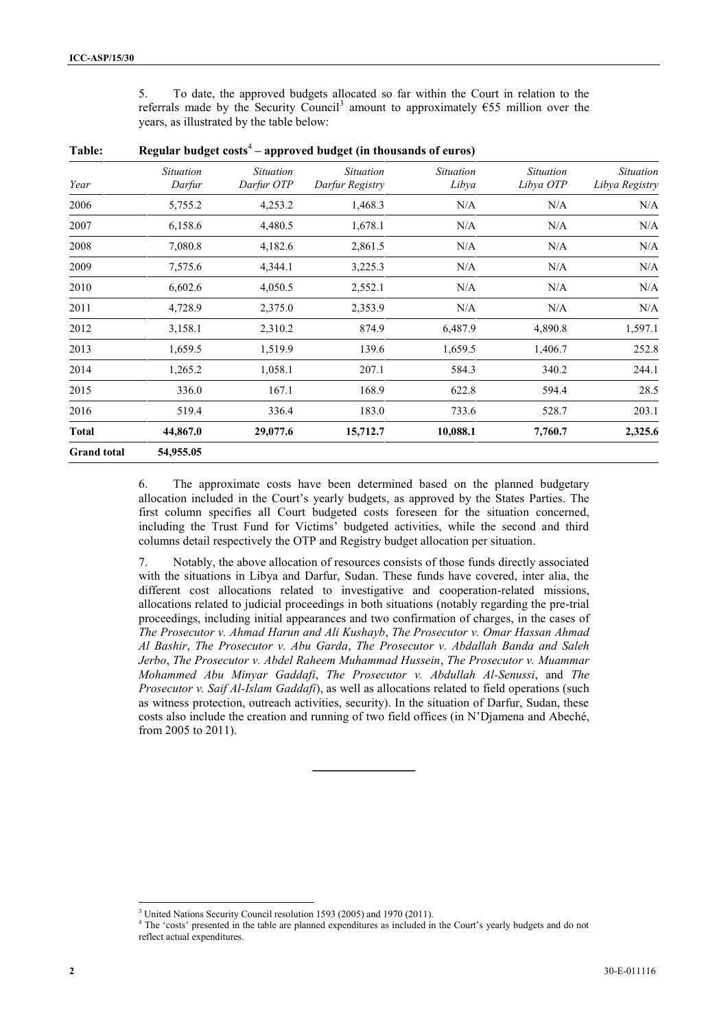5. To date, the approved budgets allocated so far within the Court in relation to the referrals made by the Security Council[3] amount to approximately €55 million over the years, as illustrated by the table below:

**Table: Regular budget costs[4] – approved budget (in thousands of euros)**

| *Year* | *Situation Darfur* | *Situation Darfur OTP* | *Situation Darfur Registry* | *Situation Libya* | *Situation Libya OTP* | *Situation Libya Registry* |
|---|---|---|---|---|---|---|
| 2006 | 5,755.2 | 4,253.2 | 1,468.3 | N/A | N/A | N/A |
| 2007 | 6,158.6 | 4,480.5 | 1,678.1 | N/A | N/A | N/A |
| 2008 | 7,080.8 | 4,182.6 | 2,861.5 | N/A | N/A | N/A |
| 2009 | 7,575.6 | 4,344.1 | 3,225.3 | N/A | N/A | N/A |
| 2010 | 6,602.6 | 4,050.5 | 2,552.1 | N/A | N/A | N/A |
| 2011 | 4,728.9 | 2,375.0 | 2,353.9 | N/A | N/A | N/A |
| 2012 | 3,158.1 | 2,310.2 | 874.9 | 6,487.9 | 4,890.8 | 1,597.1 |
| 2013 | 1,659.5 | 1,519.9 | 139.6 | 1,659.5 | 1,406.7 | 252.8 |
| 2014 | 1,265.2 | 1,058.1 | 207.1 | 584.3 | 340.2 | 244.1 |
| 2015 | 336.0 | 167.1 | 168.9 | 622.8 | 594.4 | 28.5 |
| 2016 | 519.4 | 336.4 | 183.0 | 733.6 | 528.7 | 203.1 |
| **Total** | **44,867.0** | **29,077.6** | **15,712.7** | **10,088.1** | **7,760.7** | **2,325.6** |
| **Grand total** | **54,955.05** | | | | | |

6. The approximate costs have been determined based on the planned budgetary allocation included in the Court's yearly budgets, as approved by the States Parties. The first column specifies all Court budgeted costs foreseen for the situation concerned, including the Trust Fund for Victims' budgeted activities, while the second and third columns detail respectively the OTP and Registry budget allocation per situation.

7. Notably, the above allocation of resources consists of those funds directly associated with the situations in Libya and Darfur, Sudan. These funds have covered, inter alia, the different cost allocations related to investigative and cooperation-related missions, allocations related to judicial proceedings in both situations (notably regarding the pre-trial proceedings, including initial appearances and two confirmation of charges, in the cases of *The Prosecutor v. Ahmad Harun and Ali Kushayb*, *The Prosecutor v. Omar Hassan Ahmad Al Bashir*, *The Prosecutor v. Abu Garda*, *The Prosecutor v. Abdallah Banda and Saleh Jerbo*, *The Prosecutor v. Abdel Raheem Muhammad Hussein*, *The Prosecutor v. Muammar Mohammed Abu Minyar Gaddafi*, *The Prosecutor v. Abdullah Al-Senussi*, and *The Prosecutor v. Saif Al-Islam Gaddafi*), as well as allocations related to field operations (such as witness protection, outreach activities, security). In the situation of Darfur, Sudan, these costs also include the creation and running of two field offices (in N'Djamena and Abeché, from 2005 to 2011).

---

[3] United Nations Security Council resolution 1593 (2005) and 1970 (2011).

[4] The 'costs' presented in the table are planned expenditures as included in the Court's yearly budgets and do not reflect actual expenditures.